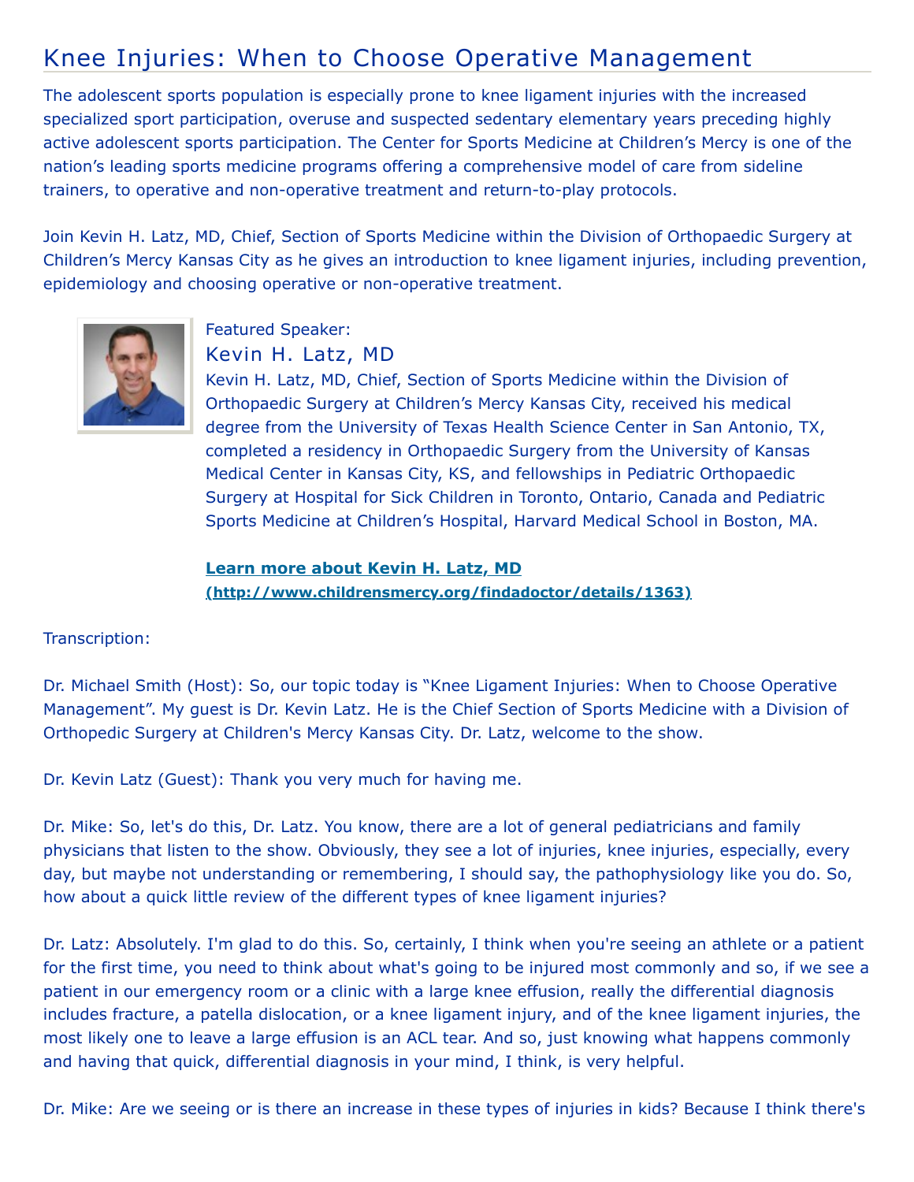# Knee Injuries: When to Choose Operative Management

The adolescent sports population is especially prone to knee ligament injuries with the increased specialized sport participation, overuse and suspected sedentary elementary years preceding highly active adolescent sports participation. The Center for Sports Medicine at Children's Mercy is one of the nation's leading sports medicine programs offering a comprehensive model of care from sideline trainers, to operative and non-operative treatment and return-to-play protocols.

Join Kevin H. Latz, MD, Chief, Section of Sports Medicine within the Division of Orthopaedic Surgery at Children's Mercy Kansas City as he gives an introduction to knee ligament injuries, including prevention, epidemiology and choosing operative or non-operative treatment.

Featured Speaker:

## Kevin H. Latz, MD

Kevin H. Latz, MD, Chief, Section of Sports Medicine within the Division of Orthopaedic Surgery at Children's Mercy Kansas City, received his medical degree from the University of Texas Health Science Center in San Antonio, TX, completed a residency in Orthopaedic Surgery from the University of Kansas Medical Center in Kansas City, KS, and fellowships in Pediatric Orthopaedic Surgery at Hospital for Sick Children in Toronto, Ontario, Canada and Pediatric Sports Medicine at Children's Hospital, Harvard Medical School in Boston, MA.

**Learn more about Kevin H. Latz, MD (http://www.childrensmercy.org/findadoctor/details/1363)**

Transcription:

Dr. Michael Smith (Host): So, our topic today is "Knee Ligament Injuries: When to Choose Operative Management". My guest is Dr. Kevin Latz. He is the Chief Section of Sports Medicine with a Division of Orthopedic Surgery at Children's Mercy Kansas City. Dr. Latz, welcome to the show.

Dr. Kevin Latz (Guest): Thank you very much for having me.

Dr. Mike: So, let's do this, Dr. Latz. You know, there are a lot of general pediatricians and family physicians that listen to the show. Obviously, they see a lot of injuries, knee injuries, especially, every day, but maybe not understanding or remembering, I should say, the pathophysiology like you do. So, how about a quick little review of the different types of knee ligament injuries?

Dr. Latz: Absolutely. I'm glad to do this. So, certainly, I think when you're seeing an athlete or a patient for the first time, you need to think about what's going to be injured most commonly and so, if we see a patient in our emergency room or a clinic with a large knee effusion, really the differential diagnosis includes fracture, a patella dislocation, or a knee ligament injury, and of the knee ligament injuries, the most likely one to leave a large effusion is an ACL tear. And so, just knowing what happens commonly and having that quick, differential diagnosis in your mind, I think, is very helpful.

Dr. Mike: Are we seeing or is there an increase in these types of injuries in kids? Because I think there's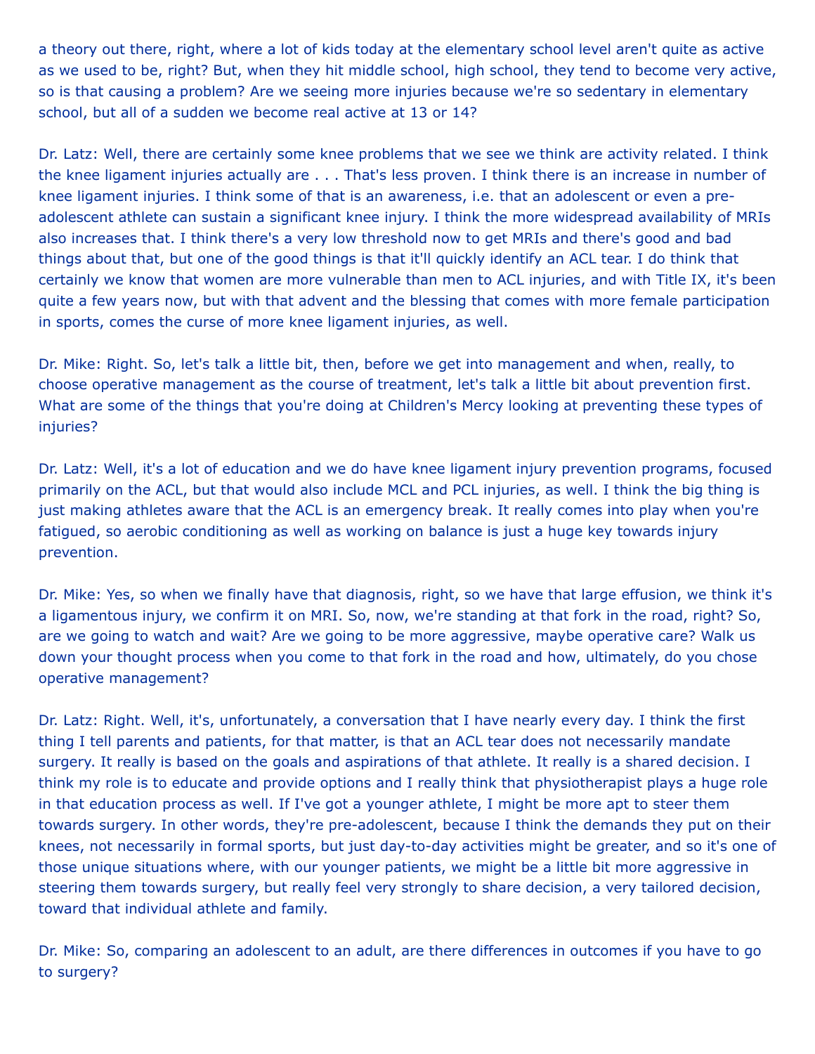a theory out there, right, where a lot of kids today at the elementary school level aren't quite as active as we used to be, right? But, when they hit middle school, high school, they tend to become very active, so is that causing a problem? Are we seeing more injuries because we're so sedentary in elementary school, but all of a sudden we become real active at 13 or 14?

Dr. Latz: Well, there are certainly some knee problems that we see we think are activity related. I think the knee ligament injuries actually are . . . That's less proven. I think there is an increase in number of knee ligament injuries. I think some of that is an awareness, i.e. that an adolescent or even a pre-adolescent athlete can sustain a significant knee injury. I think the more widespread availability of MRIs also increases that. I think there's a very low threshold now to get MRIs and there's good and bad things about that, but one of the good things is that it'll quickly identify an ACL tear. I do think that certainly we know that women are more vulnerable than men to ACL injuries, and with Title IX, it's been quite a few years now, but with that advent and the blessing that comes with more female participation in sports, comes the curse of more knee ligament injuries, as well.

Dr. Mike: Right. So, let's talk a little bit, then, before we get into management and when, really, to choose operative management as the course of treatment, let's talk a little bit about prevention first. What are some of the things that you're doing at Children's Mercy looking at preventing these types of injuries?

Dr. Latz: Well, it's a lot of education and we do have knee ligament injury prevention programs, focused primarily on the ACL, but that would also include MCL and PCL injuries, as well. I think the big thing is just making athletes aware that the ACL is an emergency break. It really comes into play when you're fatigued, so aerobic conditioning as well as working on balance is just a huge key towards injury prevention.

Dr. Mike: Yes, so when we finally have that diagnosis, right, so we have that large effusion, we think it's a ligamentous injury, we confirm it on MRI. So, now, we're standing at that fork in the road, right? So, are we going to watch and wait? Are we going to be more aggressive, maybe operative care? Walk us down your thought process when you come to that fork in the road and how, ultimately, do you chose operative management?

Dr. Latz: Right. Well, it's, unfortunately, a conversation that I have nearly every day. I think the first thing I tell parents and patients, for that matter, is that an ACL tear does not necessarily mandate surgery. It really is based on the goals and aspirations of that athlete. It really is a shared decision. I think my role is to educate and provide options and I really think that physiotherapist plays a huge role in that education process as well. If I've got a younger athlete, I might be more apt to steer them towards surgery. In other words, they're pre-adolescent, because I think the demands they put on their knees, not necessarily in formal sports, but just day-to-day activities might be greater, and so it's one of those unique situations where, with our younger patients, we might be a little bit more aggressive in steering them towards surgery, but really feel very strongly to share decision, a very tailored decision, toward that individual athlete and family.

Dr. Mike: So, comparing an adolescent to an adult, are there differences in outcomes if you have to go to surgery?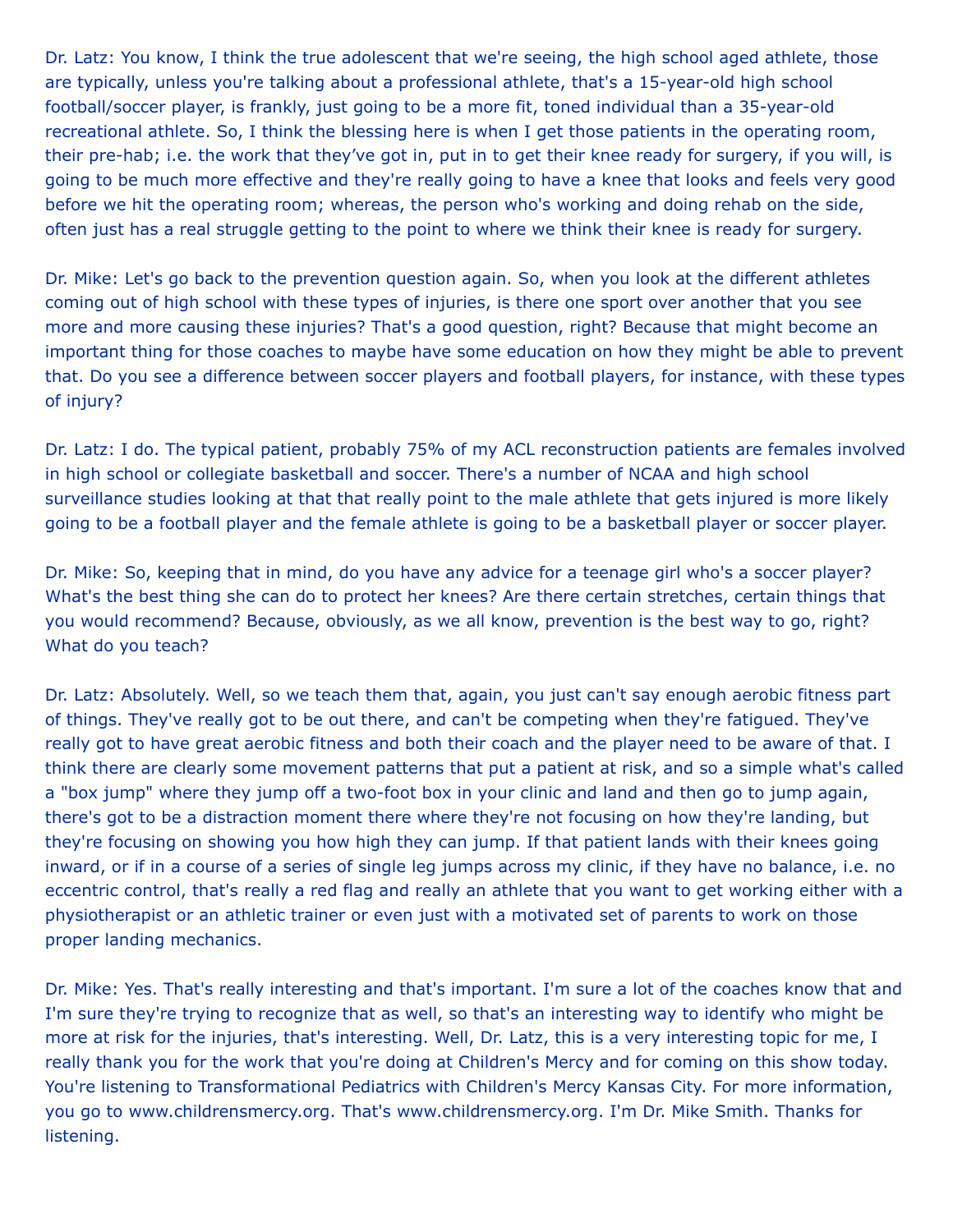Dr. Latz: You know, I think the true adolescent that we're seeing, the high school aged athlete, those are typically, unless you're talking about a professional athlete, that's a 15-year-old high school football/soccer player, is frankly, just going to be a more fit, toned individual than a 35-year-old recreational athlete. So, I think the blessing here is when I get those patients in the operating room, their pre-hab; i.e. the work that they've got in, put in to get their knee ready for surgery, if you will, is going to be much more effective and they're really going to have a knee that looks and feels very good before we hit the operating room; whereas, the person who's working and doing rehab on the side, often just has a real struggle getting to the point to where we think their knee is ready for surgery.

Dr. Mike: Let's go back to the prevention question again. So, when you look at the different athletes coming out of high school with these types of injuries, is there one sport over another that you see more and more causing these injuries? That's a good question, right? Because that might become an important thing for those coaches to maybe have some education on how they might be able to prevent that. Do you see a difference between soccer players and football players, for instance, with these types of injury?

Dr. Latz: I do. The typical patient, probably 75% of my ACL reconstruction patients are females involved in high school or collegiate basketball and soccer. There's a number of NCAA and high school surveillance studies looking at that that really point to the male athlete that gets injured is more likely going to be a football player and the female athlete is going to be a basketball player or soccer player.

Dr. Mike: So, keeping that in mind, do you have any advice for a teenage girl who's a soccer player? What's the best thing she can do to protect her knees? Are there certain stretches, certain things that you would recommend? Because, obviously, as we all know, prevention is the best way to go, right? What do you teach?

Dr. Latz: Absolutely. Well, so we teach them that, again, you just can't say enough aerobic fitness part of things. They've really got to be out there, and can't be competing when they're fatigued. They've really got to have great aerobic fitness and both their coach and the player need to be aware of that. I think there are clearly some movement patterns that put a patient at risk, and so a simple what's called a "box jump" where they jump off a two-foot box in your clinic and land and then go to jump again, there's got to be a distraction moment there where they're not focusing on how they're landing, but they're focusing on showing you how high they can jump. If that patient lands with their knees going inward, or if in a course of a series of single leg jumps across my clinic, if they have no balance, i.e. no eccentric control, that's really a red flag and really an athlete that you want to get working either with a physiotherapist or an athletic trainer or even just with a motivated set of parents to work on those proper landing mechanics.

Dr. Mike: Yes. That's really interesting and that's important. I'm sure a lot of the coaches know that and I'm sure they're trying to recognize that as well, so that's an interesting way to identify who might be more at risk for the injuries, that's interesting. Well, Dr. Latz, this is a very interesting topic for me, I really thank you for the work that you're doing at Children's Mercy and for coming on this show today. You're listening to Transformational Pediatrics with Children's Mercy Kansas City. For more information, you go to www.childrensmercy.org. That's www.childrensmercy.org. I'm Dr. Mike Smith. Thanks for listening.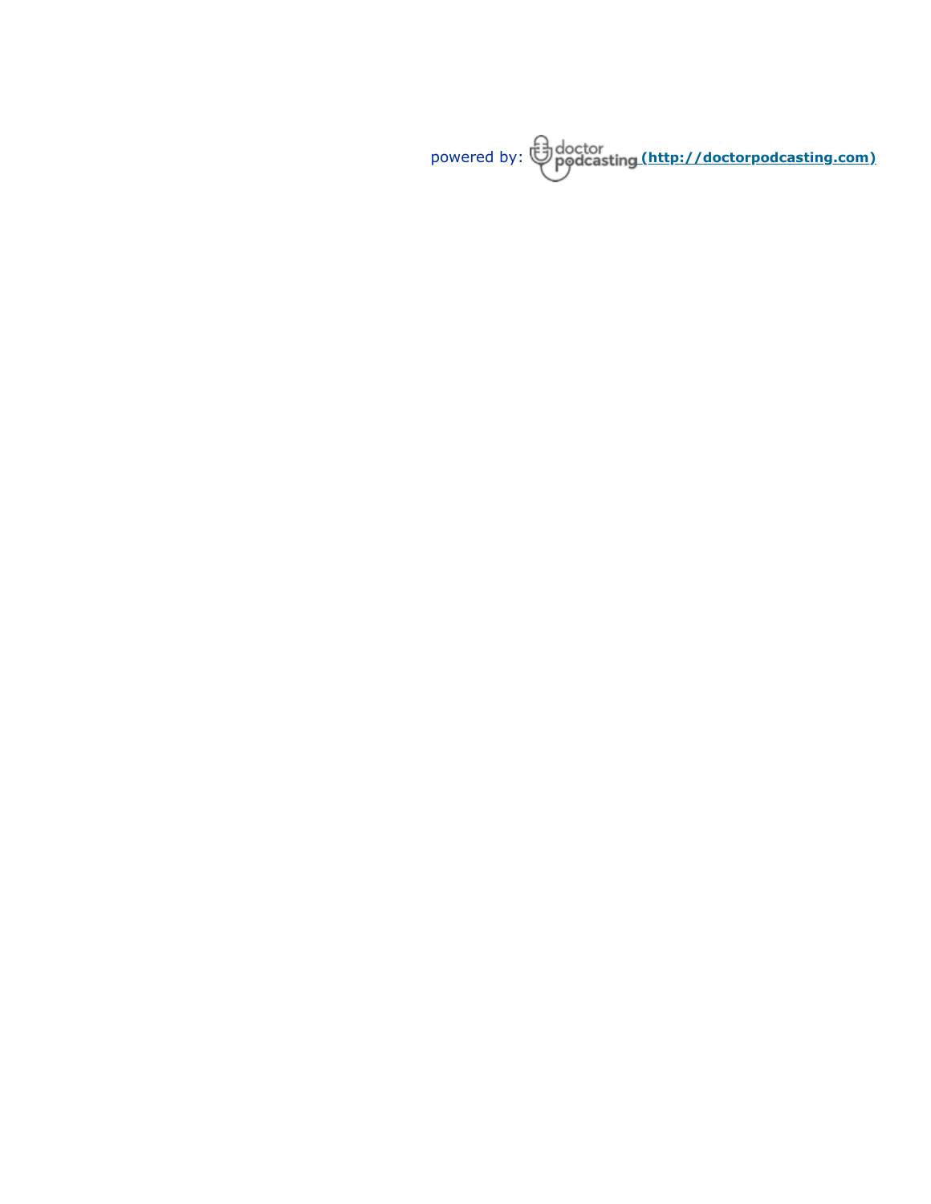powered by: doctor podcasting [(http://doctorpodcasting.com)](http://doctorpodcasting.com)